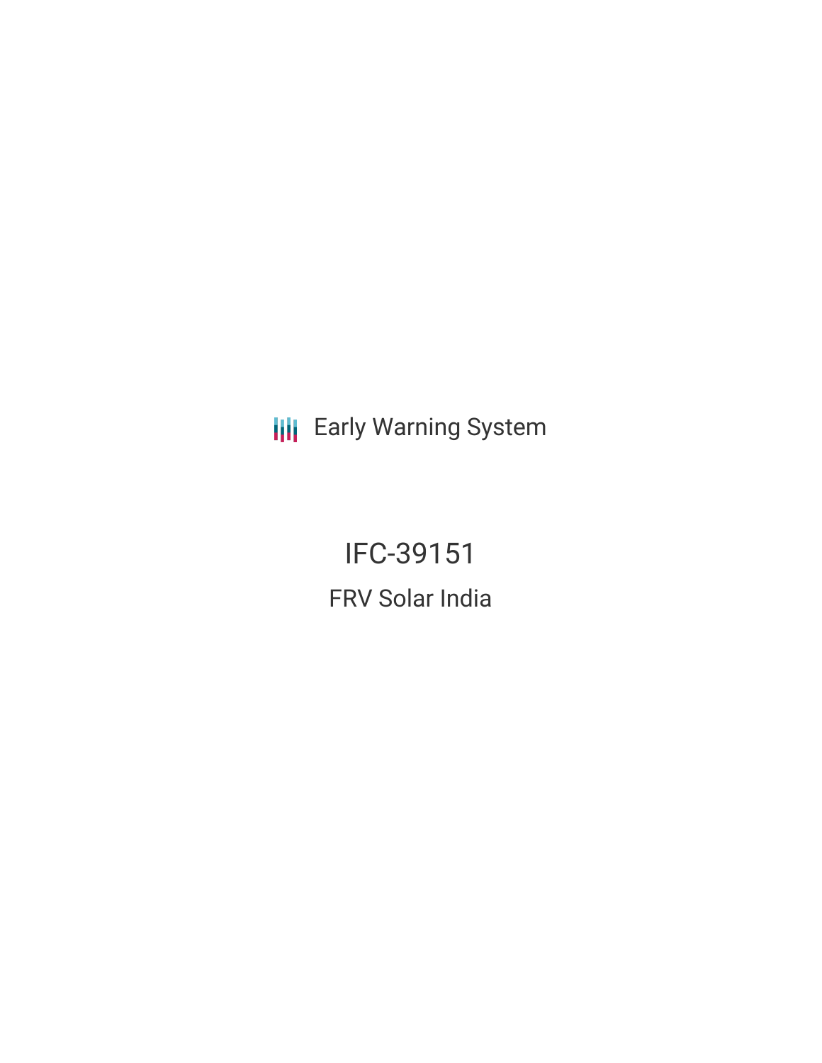Early Warning System

# IFC-39151

## FRV Solar India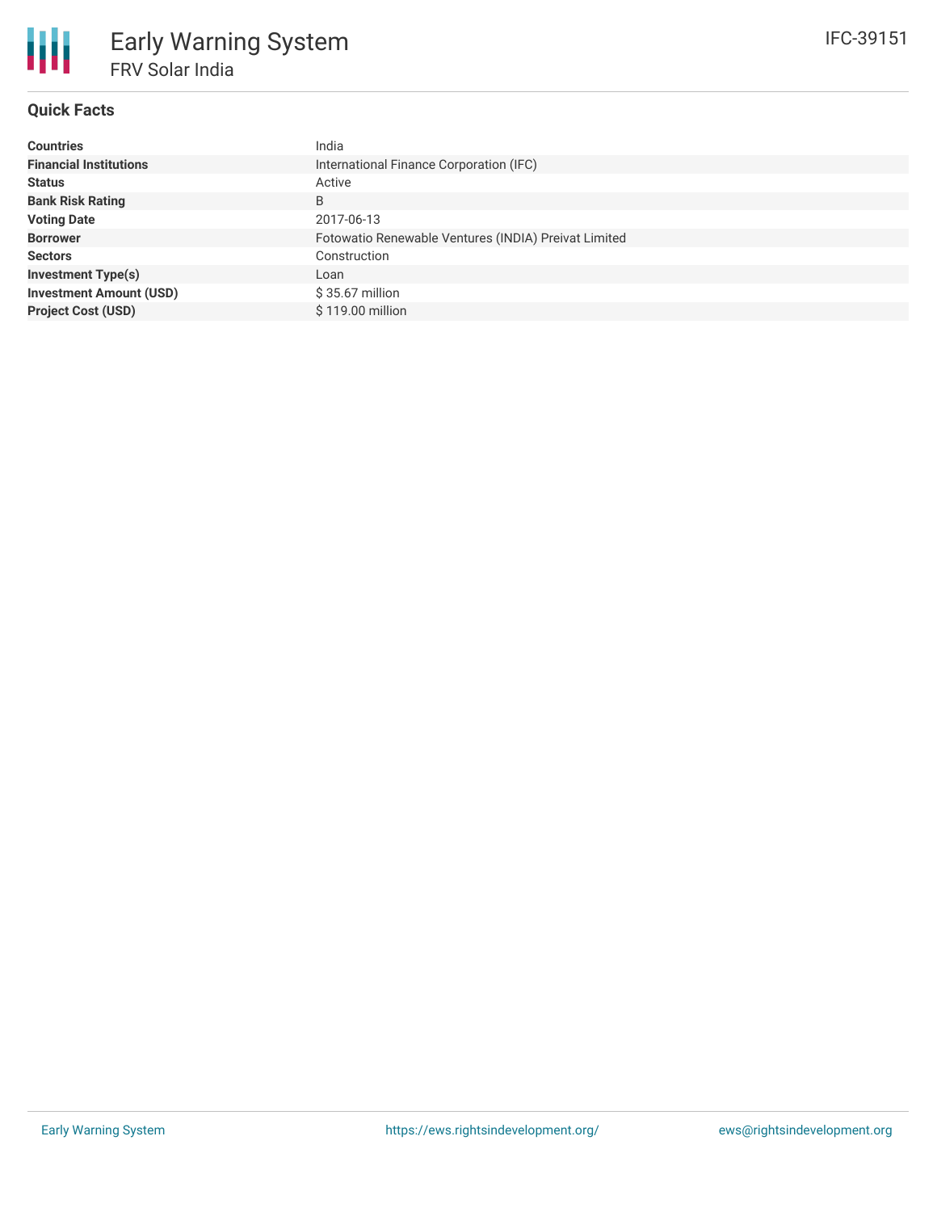# Early Warning System

## FRV Solar India

IFC-39151

### Quick Facts

| | |
|---|---|
| **Countries** | India |
| **Financial Institutions** | International Finance Corporation (IFC) |
| **Status** | Active |
| **Bank Risk Rating** | B |
| **Voting Date** | 2017-06-13 |
| **Borrower** | Fotowatio Renewable Ventures (INDIA) Preivat Limited |
| **Sectors** | Construction |
| **Investment Type(s)** | Loan |
| **Investment Amount (USD)** | $ 35.67 million |
| **Project Cost (USD)** | $ 119.00 million |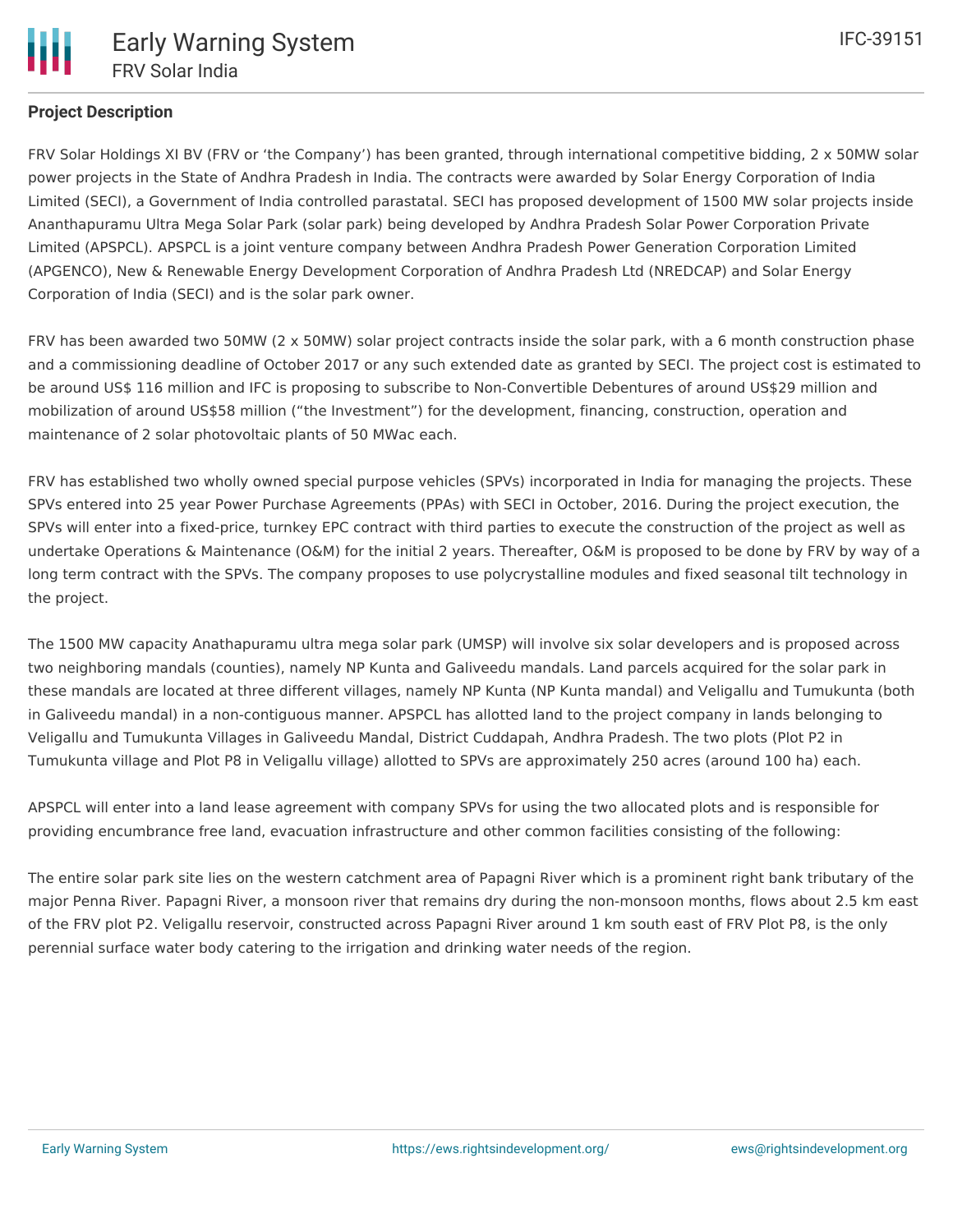**Project Description**

FRV Solar Holdings XI BV (FRV or 'the Company') has been granted, through international competitive bidding, 2 x 50MW solar power projects in the State of Andhra Pradesh in India. The contracts were awarded by Solar Energy Corporation of India Limited (SECI), a Government of India controlled parastatal. SECI has proposed development of 1500 MW solar projects inside Ananthapuramu Ultra Mega Solar Park (solar park) being developed by Andhra Pradesh Solar Power Corporation Private Limited (APSPCL). APSPCL is a joint venture company between Andhra Pradesh Power Generation Corporation Limited (APGENCO), New & Renewable Energy Development Corporation of Andhra Pradesh Ltd (NREDCAP) and Solar Energy Corporation of India (SECI) and is the solar park owner.

FRV has been awarded two 50MW (2 x 50MW) solar project contracts inside the solar park, with a 6 month construction phase and a commissioning deadline of October 2017 or any such extended date as granted by SECI. The project cost is estimated to be around US$ 116 million and IFC is proposing to subscribe to Non-Convertible Debentures of around US$29 million and mobilization of around US$58 million ("the Investment") for the development, financing, construction, operation and maintenance of 2 solar photovoltaic plants of 50 MWac each.

FRV has established two wholly owned special purpose vehicles (SPVs) incorporated in India for managing the projects. These SPVs entered into 25 year Power Purchase Agreements (PPAs) with SECI in October, 2016. During the project execution, the SPVs will enter into a fixed-price, turnkey EPC contract with third parties to execute the construction of the project as well as undertake Operations & Maintenance (O&M) for the initial 2 years. Thereafter, O&M is proposed to be done by FRV by way of a long term contract with the SPVs. The company proposes to use polycrystalline modules and fixed seasonal tilt technology in the project.

The 1500 MW capacity Anathapuramu ultra mega solar park (UMSP) will involve six solar developers and is proposed across two neighboring mandals (counties), namely NP Kunta and Galiveedu mandals. Land parcels acquired for the solar park in these mandals are located at three different villages, namely NP Kunta (NP Kunta mandal) and Veligallu and Tumukunta (both in Galiveedu mandal) in a non-contiguous manner. APSPCL has allotted land to the project company in lands belonging to Veligallu and Tumukunta Villages in Galiveedu Mandal, District Cuddapah, Andhra Pradesh. The two plots (Plot P2 in Tumukunta village and Plot P8 in Veligallu village) allotted to SPVs are approximately 250 acres (around 100 ha) each.

APSPCL will enter into a land lease agreement with company SPVs for using the two allocated plots and is responsible for providing encumbrance free land, evacuation infrastructure and other common facilities consisting of the following:

The entire solar park site lies on the western catchment area of Papagni River which is a prominent right bank tributary of the major Penna River. Papagni River, a monsoon river that remains dry during the non-monsoon months, flows about 2.5 km east of the FRV plot P2. Veligallu reservoir, constructed across Papagni River around 1 km south east of FRV Plot P8, is the only perennial surface water body catering to the irrigation and drinking water needs of the region.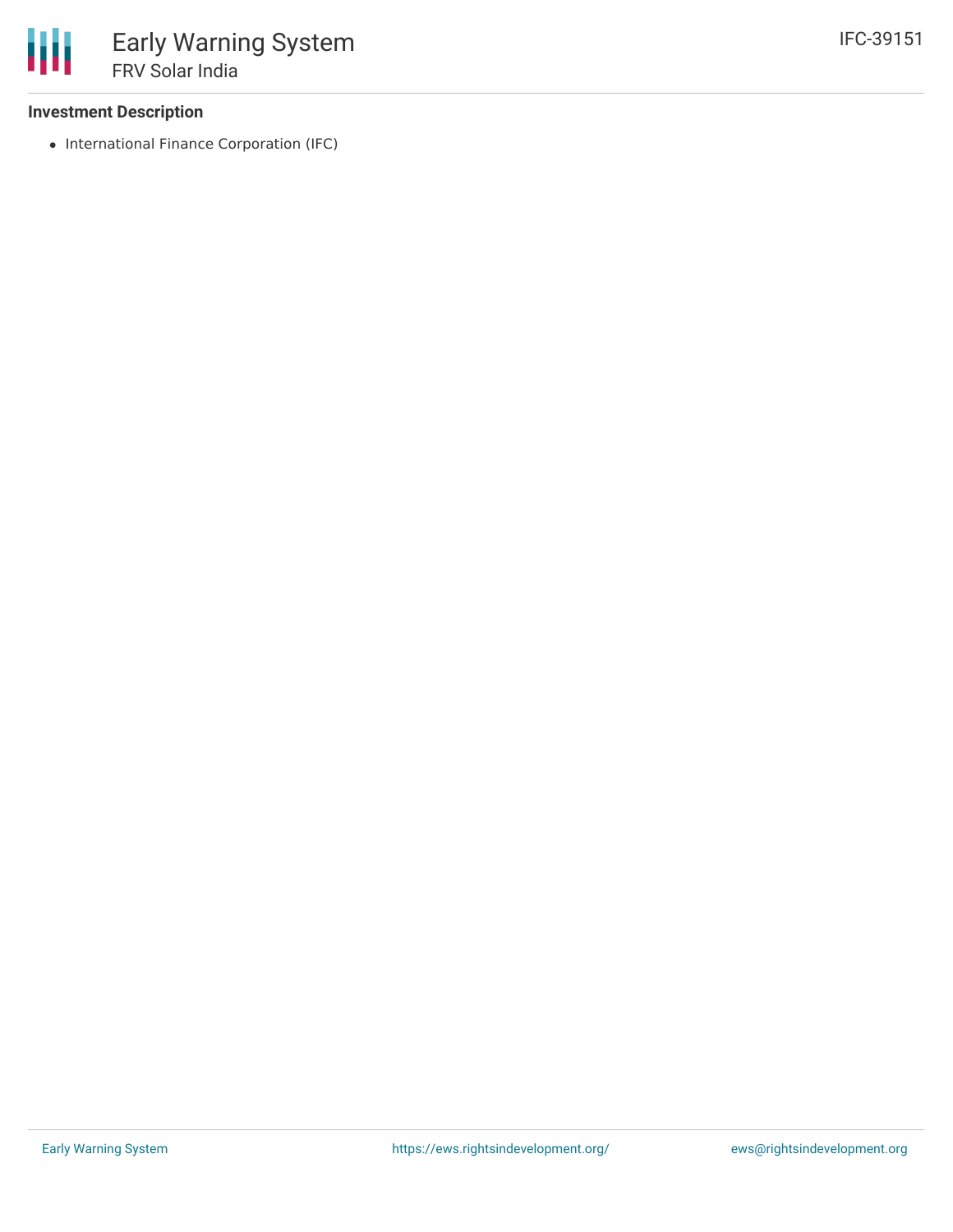### Investment Description

- International Finance Corporation (IFC)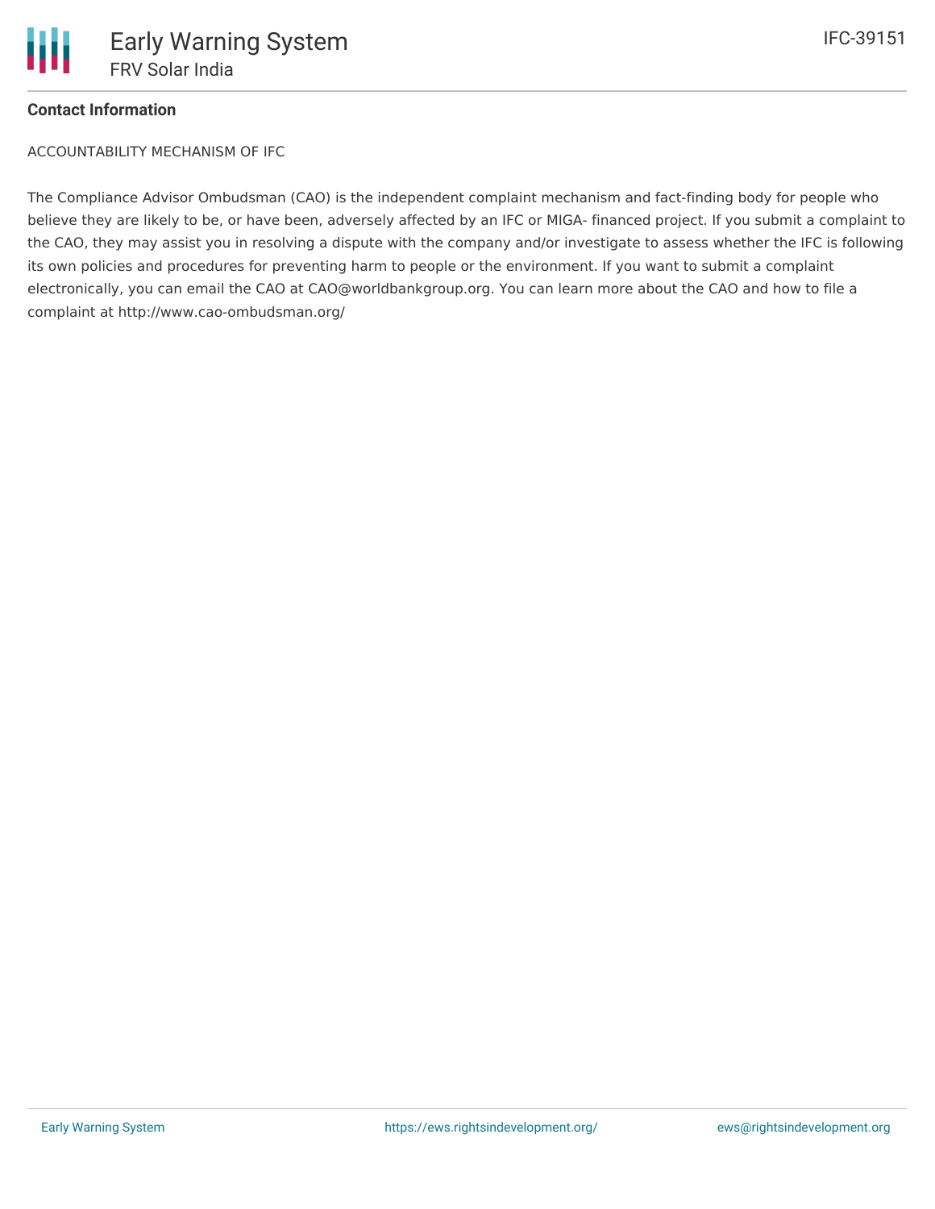**Contact Information**

ACCOUNTABILITY MECHANISM OF IFC

The Compliance Advisor Ombudsman (CAO) is the independent complaint mechanism and fact-finding body for people who believe they are likely to be, or have been, adversely affected by an IFC or MIGA- financed project. If you submit a complaint to the CAO, they may assist you in resolving a dispute with the company and/or investigate to assess whether the IFC is following its own policies and procedures for preventing harm to people or the environment. If you want to submit a complaint electronically, you can email the CAO at CAO@worldbankgroup.org. You can learn more about the CAO and how to file a complaint at http://www.cao-ombudsman.org/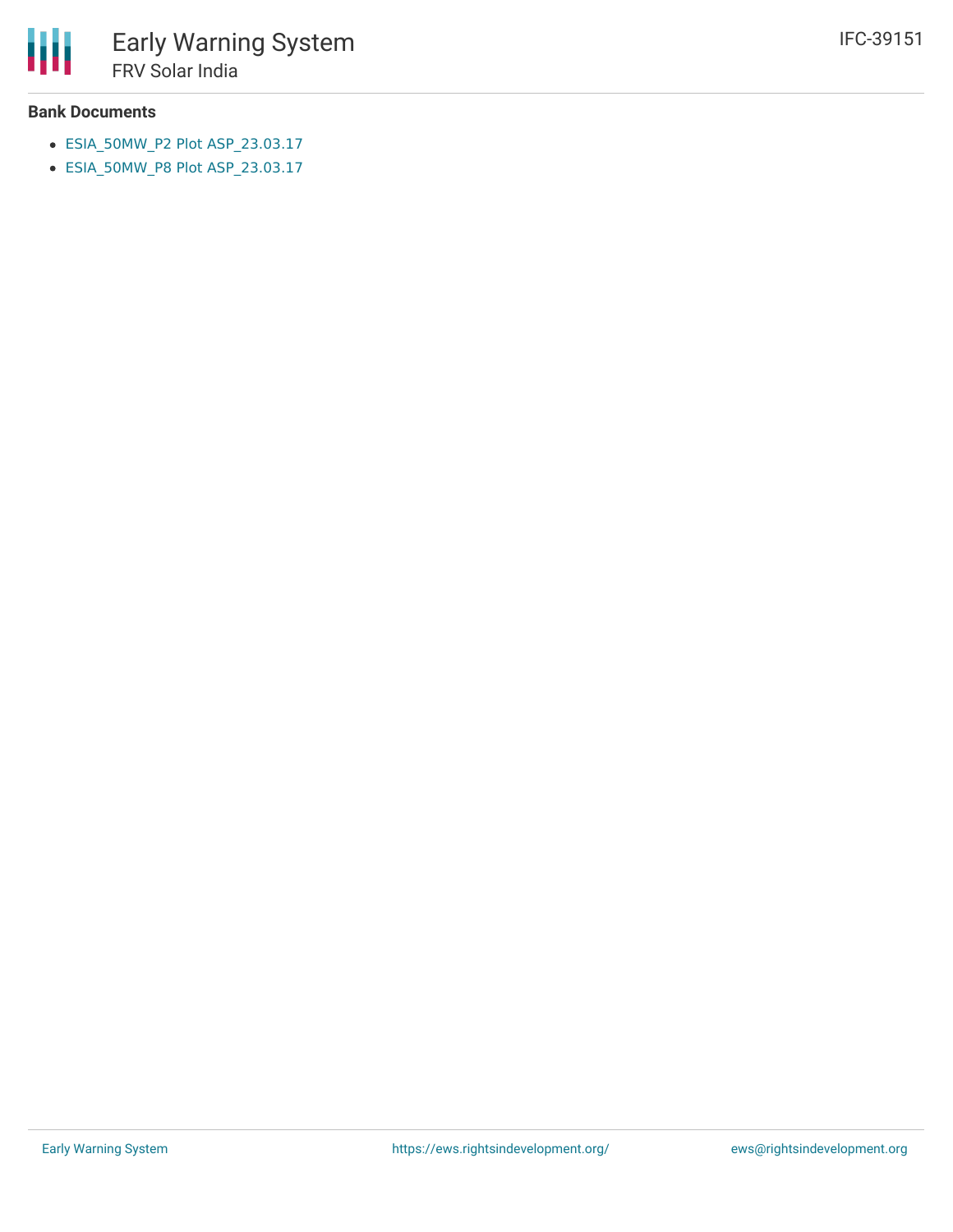**Bank Documents**

- ESIA_50MW_P2 Plot ASP_23.03.17
- ESIA_50MW_P8 Plot ASP_23.03.17